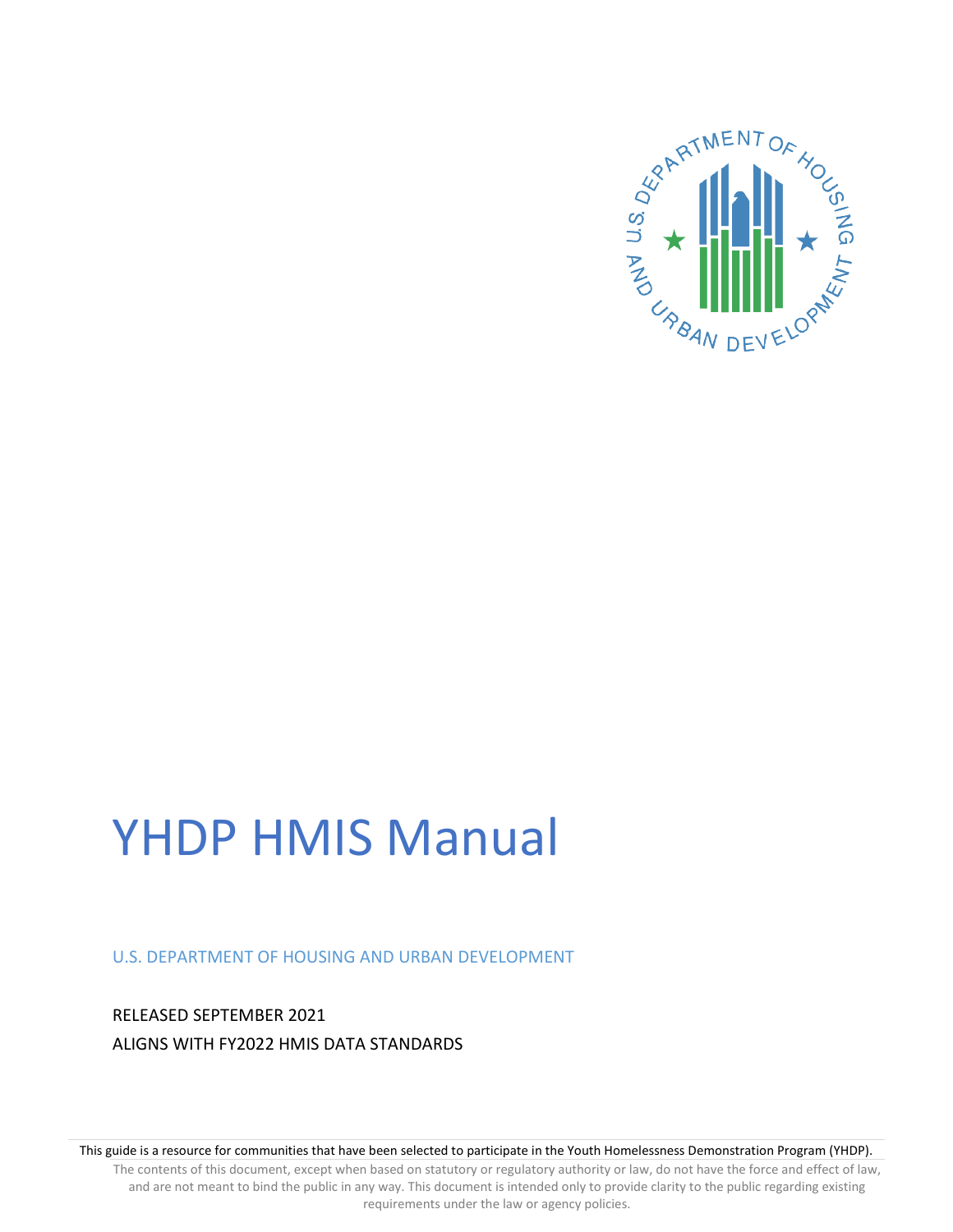# YHDP HMIS Manual

U.S. DEPARTMENT OF HOUSING AND URBAN DEVELOPMENT

RELEASED SEPTEMBER 2021

ALIGNS WITH FY2022 HMIS DATA STANDARDS

This guide is a resource for communities that have been selected to participate in the Youth Homelessness Demonstration Program (YHDP).

The contents of this document, except when based on statutory or regulatory authority or law, do not have the force and effect of law, and are not meant to bind the public in any way. This document is intended only to provide clarity to the public regarding existing requirements under the law or agency policies.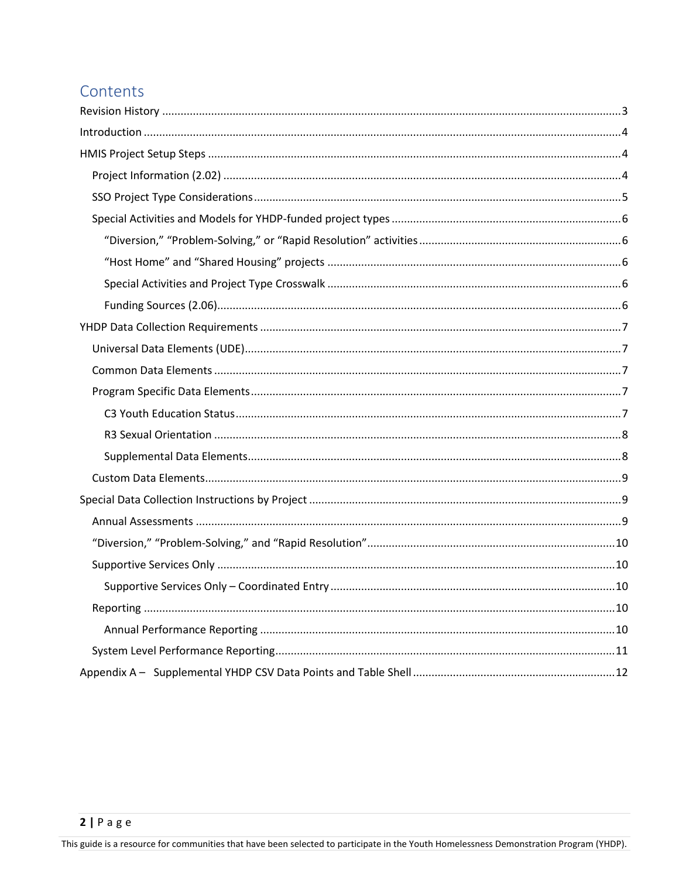# Contents

- Revision History .......... 3
- Introduction .......... 4
- HMIS Project Setup Steps .......... 4
  - Project Information (2.02) .......... 4
  - SSO Project Type Considerations .......... 5
  - Special Activities and Models for YHDP-funded project types .......... 6
    - "Diversion," "Problem-Solving," or "Rapid Resolution" activities .......... 6
    - "Host Home" and "Shared Housing" projects .......... 6
    - Special Activities and Project Type Crosswalk .......... 6
    - Funding Sources (2.06) .......... 6
- YHDP Data Collection Requirements .......... 7
  - Universal Data Elements (UDE) .......... 7
  - Common Data Elements .......... 7
  - Program Specific Data Elements .......... 7
    - C3 Youth Education Status .......... 7
    - R3 Sexual Orientation .......... 8
    - Supplemental Data Elements .......... 8
  - Custom Data Elements .......... 9
- Special Data Collection Instructions by Project .......... 9
  - Annual Assessments .......... 9
  - "Diversion," "Problem-Solving," and "Rapid Resolution" .......... 10
  - Supportive Services Only .......... 10
    - Supportive Services Only – Coordinated Entry .......... 10
  - Reporting .......... 10
    - Annual Performance Reporting .......... 10
  - System Level Performance Reporting .......... 11
- Appendix A – Supplemental YHDP CSV Data Points and Table Shell .......... 12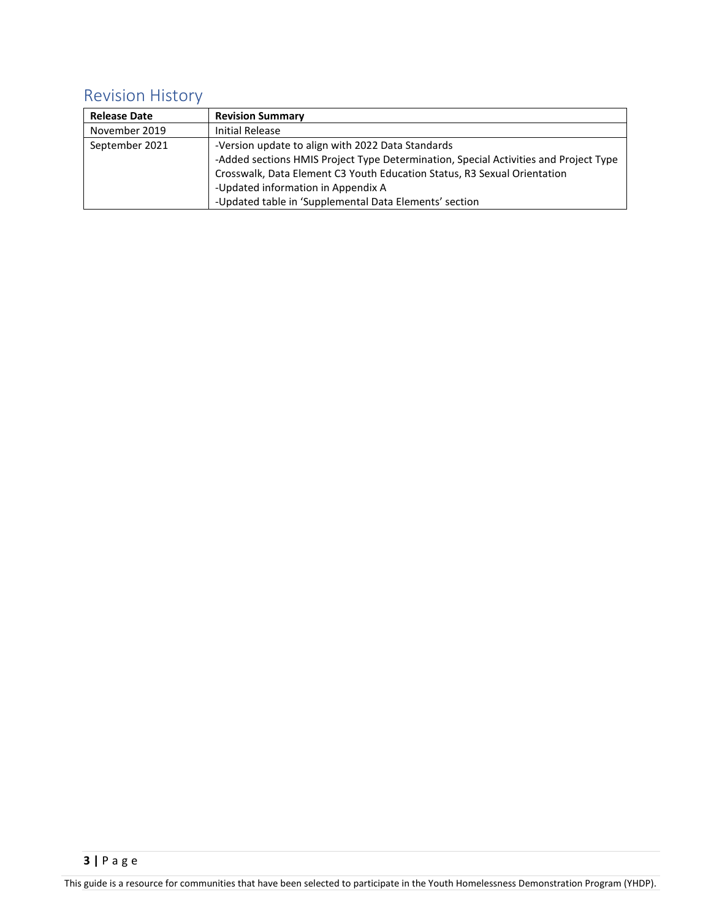## Revision History

| Release Date | Revision Summary |
| --- | --- |
| November 2019 | Initial Release |
| September 2021 | -Version update to align with 2022 Data Standards<br>-Added sections HMIS Project Type Determination, Special Activities and Project Type Crosswalk, Data Element C3 Youth Education Status, R3 Sexual Orientation<br>-Updated information in Appendix A<br>-Updated table in 'Supplemental Data Elements' section |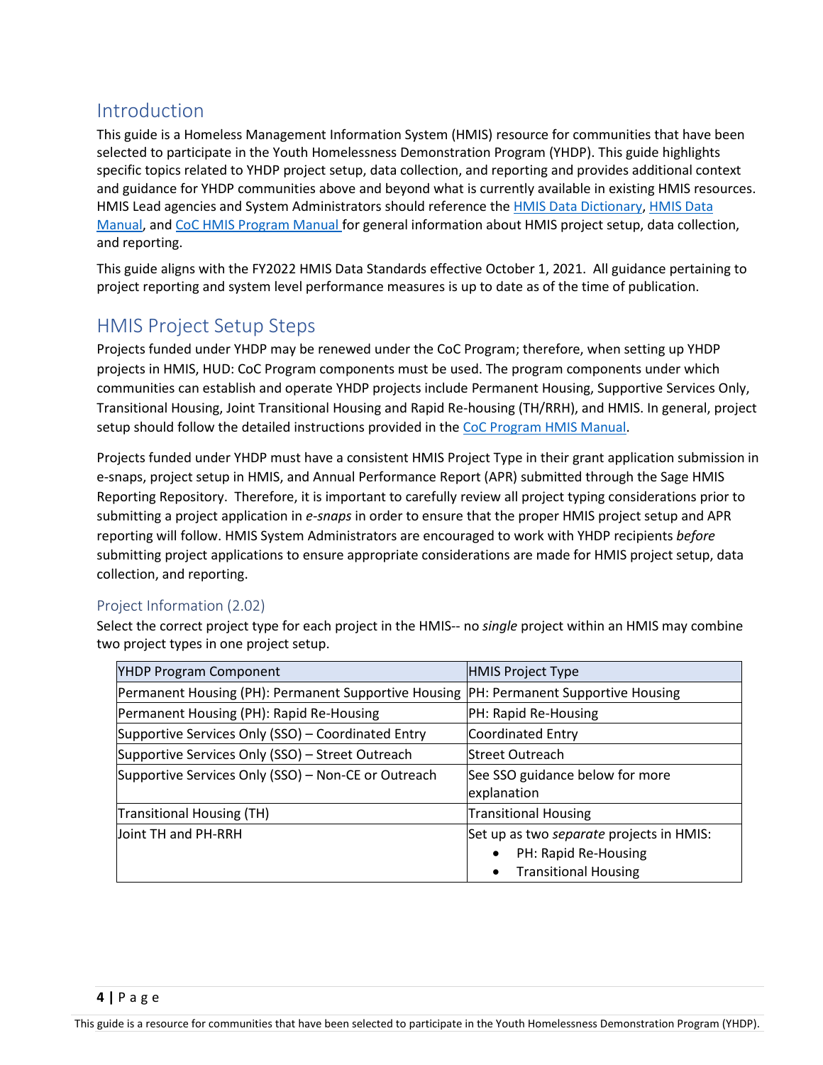## Introduction

This guide is a Homeless Management Information System (HMIS) resource for communities that have been selected to participate in the Youth Homelessness Demonstration Program (YHDP). This guide highlights specific topics related to YHDP project setup, data collection, and reporting and provides additional context and guidance for YHDP communities above and beyond what is currently available in existing HMIS resources. HMIS Lead agencies and System Administrators should reference the HMIS Data Dictionary, HMIS Data Manual, and CoC HMIS Program Manual for general information about HMIS project setup, data collection, and reporting.

This guide aligns with the FY2022 HMIS Data Standards effective October 1, 2021. All guidance pertaining to project reporting and system level performance measures is up to date as of the time of publication.

## HMIS Project Setup Steps

Projects funded under YHDP may be renewed under the CoC Program; therefore, when setting up YHDP projects in HMIS, HUD: CoC Program components must be used. The program components under which communities can establish and operate YHDP projects include Permanent Housing, Supportive Services Only, Transitional Housing, Joint Transitional Housing and Rapid Re-housing (TH/RRH), and HMIS. In general, project setup should follow the detailed instructions provided in the CoC Program HMIS Manual.

Projects funded under YHDP must have a consistent HMIS Project Type in their grant application submission in e-snaps, project setup in HMIS, and Annual Performance Report (APR) submitted through the Sage HMIS Reporting Repository. Therefore, it is important to carefully review all project typing considerations prior to submitting a project application in *e-snaps* in order to ensure that the proper HMIS project setup and APR reporting will follow. HMIS System Administrators are encouraged to work with YHDP recipients *before* submitting project applications to ensure appropriate considerations are made for HMIS project setup, data collection, and reporting.

### Project Information (2.02)

Select the correct project type for each project in the HMIS-- no *single* project within an HMIS may combine two project types in one project setup.

| YHDP Program Component | HMIS Project Type |
|---|---|
| Permanent Housing (PH): Permanent Supportive Housing | PH: Permanent Supportive Housing |
| Permanent Housing (PH): Rapid Re-Housing | PH: Rapid Re-Housing |
| Supportive Services Only (SSO) – Coordinated Entry | Coordinated Entry |
| Supportive Services Only (SSO) – Street Outreach | Street Outreach |
| Supportive Services Only (SSO) – Non-CE or Outreach | See SSO guidance below for more explanation |
| Transitional Housing (TH) | Transitional Housing |
| Joint TH and PH-RRH | Set up as two *separate* projects in HMIS:<br>• PH: Rapid Re-Housing<br>• Transitional Housing |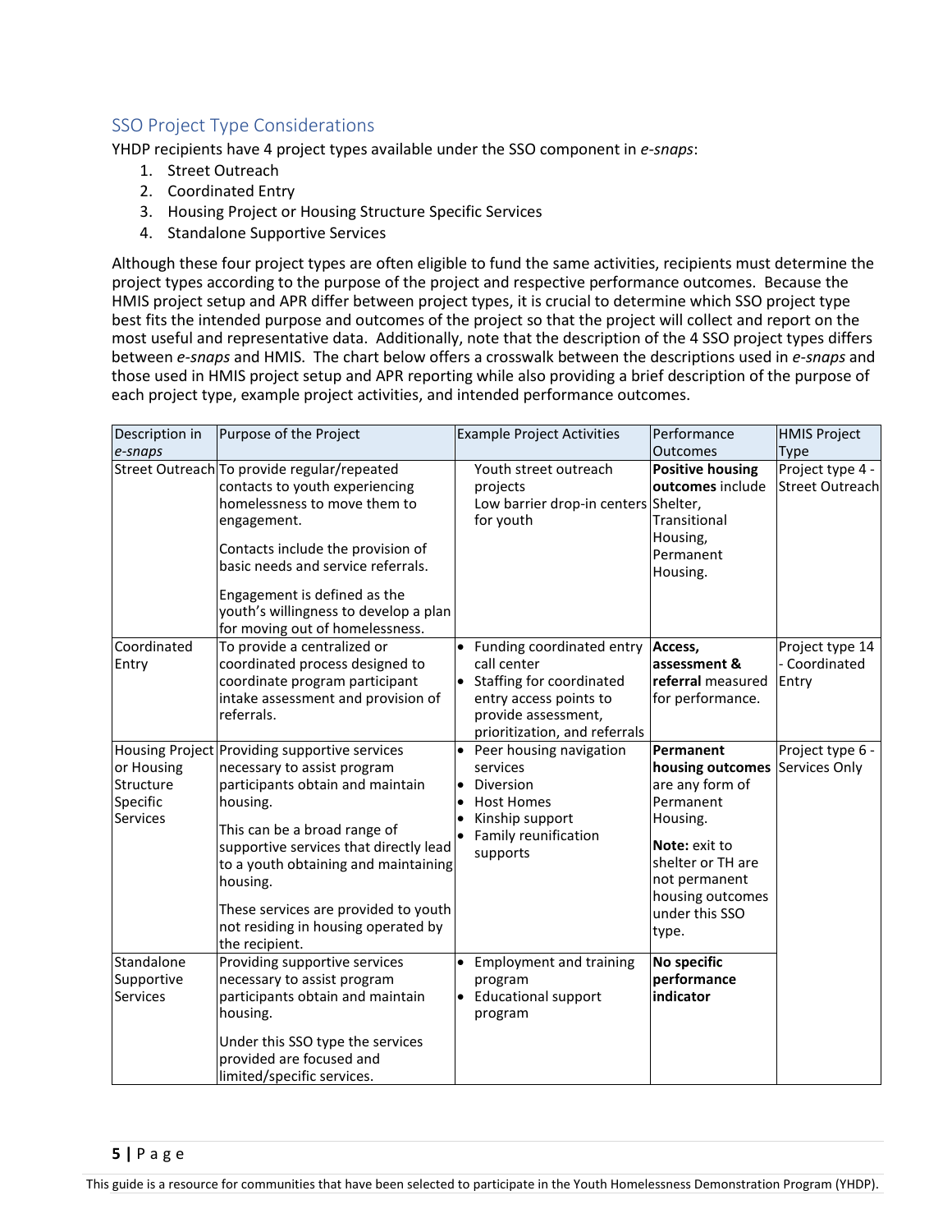## SSO Project Type Considerations

YHDP recipients have 4 project types available under the SSO component in *e-snaps*:

1. Street Outreach
2. Coordinated Entry
3. Housing Project or Housing Structure Specific Services
4. Standalone Supportive Services

Although these four project types are often eligible to fund the same activities, recipients must determine the project types according to the purpose of the project and respective performance outcomes. Because the HMIS project setup and APR differ between project types, it is crucial to determine which SSO project type best fits the intended purpose and outcomes of the project so that the project will collect and report on the most useful and representative data. Additionally, note that the description of the 4 SSO project types differs between *e-snaps* and HMIS. The chart below offers a crosswalk between the descriptions used in *e-snaps* and those used in HMIS project setup and APR reporting while also providing a brief description of the purpose of each project type, example project activities, and intended performance outcomes.

| Description in *e-snaps* | Purpose of the Project | Example Project Activities | Performance Outcomes | HMIS Project Type |
|---|---|---|---|---|
| Street Outreach | To provide regular/repeated contacts to youth experiencing homelessness to move them to engagement.<br><br>Contacts include the provision of basic needs and service referrals.<br><br>Engagement is defined as the youth's willingness to develop a plan for moving out of homelessness. | Youth street outreach projects<br>Low barrier drop-in centers for youth | **Positive housing outcomes** include Shelter, Transitional Housing, Permanent Housing. | Project type 4 - Street Outreach |
| Coordinated Entry | To provide a centralized or coordinated process designed to coordinate program participant intake assessment and provision of referrals. | • Funding coordinated entry call center<br>• Staffing for coordinated entry access points to provide assessment, prioritization, and referrals | **Access, assessment & referral** measured for performance. | Project type 14 - Coordinated Entry |
| Housing Project or Housing Structure Specific Services | Providing supportive services necessary to assist program participants obtain and maintain housing.<br><br>This can be a broad range of supportive services that directly lead to a youth obtaining and maintaining housing.<br><br>These services are provided to youth not residing in housing operated by the recipient. | • Peer housing navigation services<br>• Diversion<br>• Host Homes<br>• Kinship support<br>• Family reunification supports | **Permanent housing outcomes** are any form of Permanent Housing.<br><br>**Note:** exit to shelter or TH are not permanent housing outcomes under this SSO type. | Project type 6 - Services Only |
| Standalone Supportive Services | Providing supportive services necessary to assist program participants obtain and maintain housing.<br><br>Under this SSO type the services provided are focused and limited/specific services. | • Employment and training program<br>• Educational support program | **No specific performance indicator** | |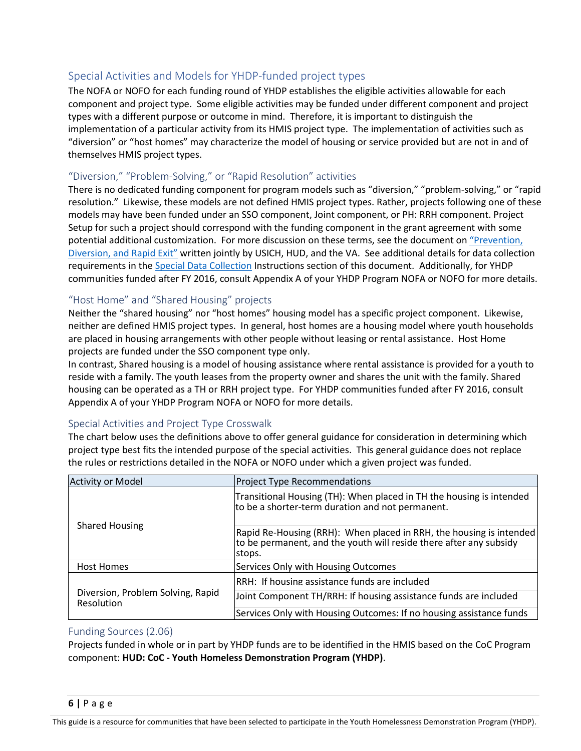## Special Activities and Models for YHDP-funded project types

The NOFA or NOFO for each funding round of YHDP establishes the eligible activities allowable for each component and project type. Some eligible activities may be funded under different component and project types with a different purpose or outcome in mind. Therefore, it is important to distinguish the implementation of a particular activity from its HMIS project type. The implementation of activities such as "diversion" or "host homes" may characterize the model of housing or service provided but are not in and of themselves HMIS project types.

### "Diversion," "Problem-Solving," or "Rapid Resolution" activities

There is no dedicated funding component for program models such as "diversion," "problem-solving," or "rapid resolution." Likewise, these models are not defined HMIS project types. Rather, projects following one of these models may have been funded under an SSO component, Joint component, or PH: RRH component. Project Setup for such a project should correspond with the funding component in the grant agreement with some potential additional customization. For more discussion on these terms, see the document on "Prevention, Diversion, and Rapid Exit" written jointly by USICH, HUD, and the VA. See additional details for data collection requirements in the Special Data Collection Instructions section of this document. Additionally, for YHDP communities funded after FY 2016, consult Appendix A of your YHDP Program NOFA or NOFO for more details.

### "Host Home" and "Shared Housing" projects

Neither the "shared housing" nor "host homes" housing model has a specific project component. Likewise, neither are defined HMIS project types. In general, host homes are a housing model where youth households are placed in housing arrangements with other people without leasing or rental assistance. Host Home projects are funded under the SSO component type only.

In contrast, Shared housing is a model of housing assistance where rental assistance is provided for a youth to reside with a family. The youth leases from the property owner and shares the unit with the family. Shared housing can be operated as a TH or RRH project type. For YHDP communities funded after FY 2016, consult Appendix A of your YHDP Program NOFA or NOFO for more details.

### Special Activities and Project Type Crosswalk

The chart below uses the definitions above to offer general guidance for consideration in determining which project type best fits the intended purpose of the special activities. This general guidance does not replace the rules or restrictions detailed in the NOFA or NOFO under which a given project was funded.

| Activity or Model | Project Type Recommendations |
|---|---|
| Shared Housing | Transitional Housing (TH): When placed in TH the housing is intended to be a shorter-term duration and not permanent. |
| | Rapid Re-Housing (RRH): When placed in RRH, the housing is intended to be permanent, and the youth will reside there after any subsidy stops. |
| Host Homes | Services Only with Housing Outcomes |
| Diversion, Problem Solving, Rapid Resolution | RRH: If housing assistance funds are included |
| | Joint Component TH/RRH: If housing assistance funds are included |
| | Services Only with Housing Outcomes: If no housing assistance funds |

### Funding Sources (2.06)

Projects funded in whole or in part by YHDP funds are to be identified in the HMIS based on the CoC Program component: **HUD: CoC - Youth Homeless Demonstration Program (YHDP)**.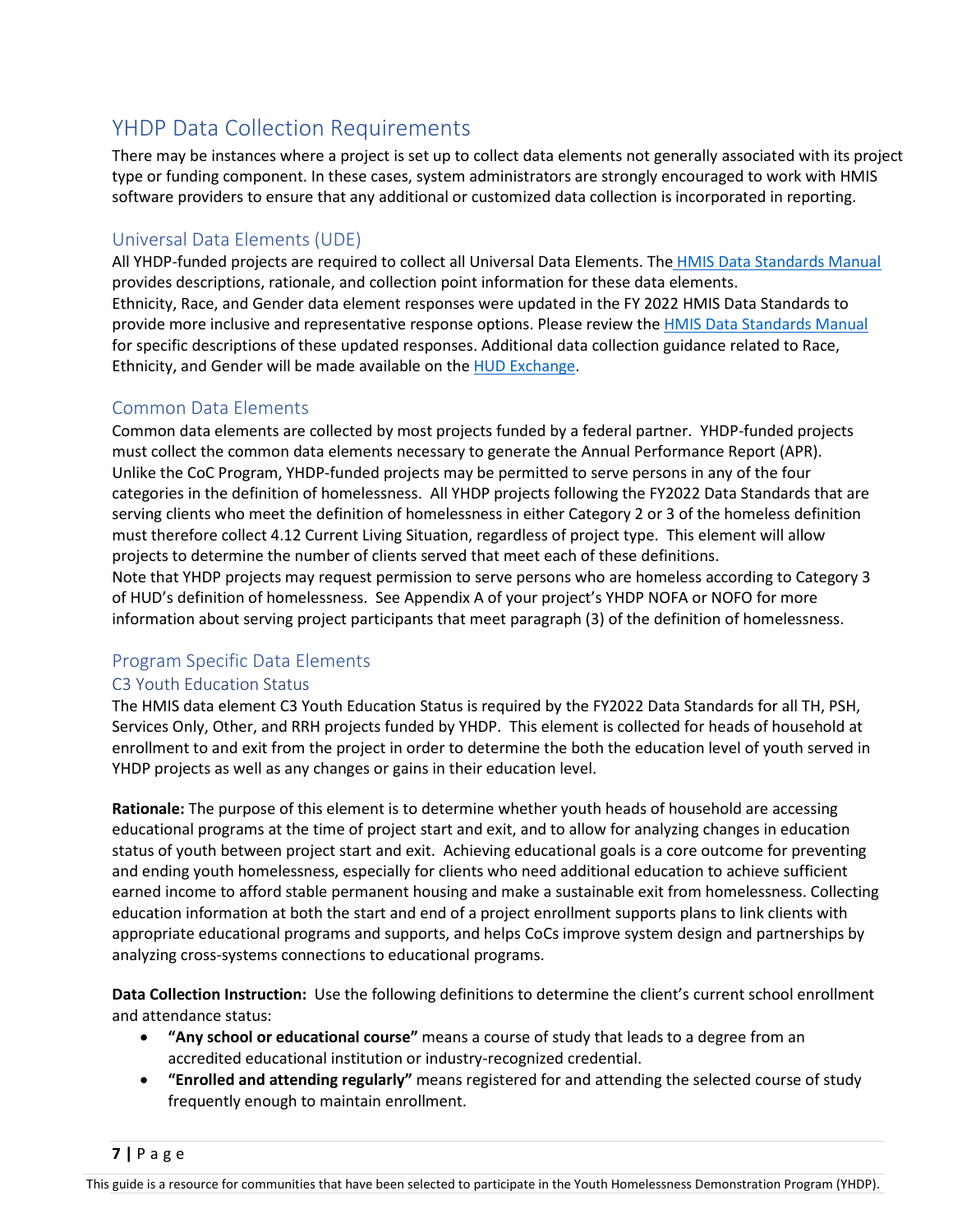## YHDP Data Collection Requirements

There may be instances where a project is set up to collect data elements not generally associated with its project type or funding component. In these cases, system administrators are strongly encouraged to work with HMIS software providers to ensure that any additional or customized data collection is incorporated in reporting.

### Universal Data Elements (UDE)

All YHDP-funded projects are required to collect all Universal Data Elements. The HMIS Data Standards Manual provides descriptions, rationale, and collection point information for these data elements.
Ethnicity, Race, and Gender data element responses were updated in the FY 2022 HMIS Data Standards to provide more inclusive and representative response options. Please review the HMIS Data Standards Manual for specific descriptions of these updated responses. Additional data collection guidance related to Race, Ethnicity, and Gender will be made available on the HUD Exchange.

### Common Data Elements

Common data elements are collected by most projects funded by a federal partner. YHDP-funded projects must collect the common data elements necessary to generate the Annual Performance Report (APR). Unlike the CoC Program, YHDP-funded projects may be permitted to serve persons in any of the four categories in the definition of homelessness. All YHDP projects following the FY2022 Data Standards that are serving clients who meet the definition of homelessness in either Category 2 or 3 of the homeless definition must therefore collect 4.12 Current Living Situation, regardless of project type. This element will allow projects to determine the number of clients served that meet each of these definitions.
Note that YHDP projects may request permission to serve persons who are homeless according to Category 3 of HUD's definition of homelessness. See Appendix A of your project's YHDP NOFA or NOFO for more information about serving project participants that meet paragraph (3) of the definition of homelessness.

### Program Specific Data Elements

#### C3 Youth Education Status

The HMIS data element C3 Youth Education Status is required by the FY2022 Data Standards for all TH, PSH, Services Only, Other, and RRH projects funded by YHDP. This element is collected for heads of household at enrollment to and exit from the project in order to determine the both the education level of youth served in YHDP projects as well as any changes or gains in their education level.

**Rationale:** The purpose of this element is to determine whether youth heads of household are accessing educational programs at the time of project start and exit, and to allow for analyzing changes in education status of youth between project start and exit. Achieving educational goals is a core outcome for preventing and ending youth homelessness, especially for clients who need additional education to achieve sufficient earned income to afford stable permanent housing and make a sustainable exit from homelessness. Collecting education information at both the start and end of a project enrollment supports plans to link clients with appropriate educational programs and supports, and helps CoCs improve system design and partnerships by analyzing cross-systems connections to educational programs.

**Data Collection Instruction:** Use the following definitions to determine the client's current school enrollment and attendance status:

- **"Any school or educational course"** means a course of study that leads to a degree from an accredited educational institution or industry-recognized credential.
- **"Enrolled and attending regularly"** means registered for and attending the selected course of study frequently enough to maintain enrollment.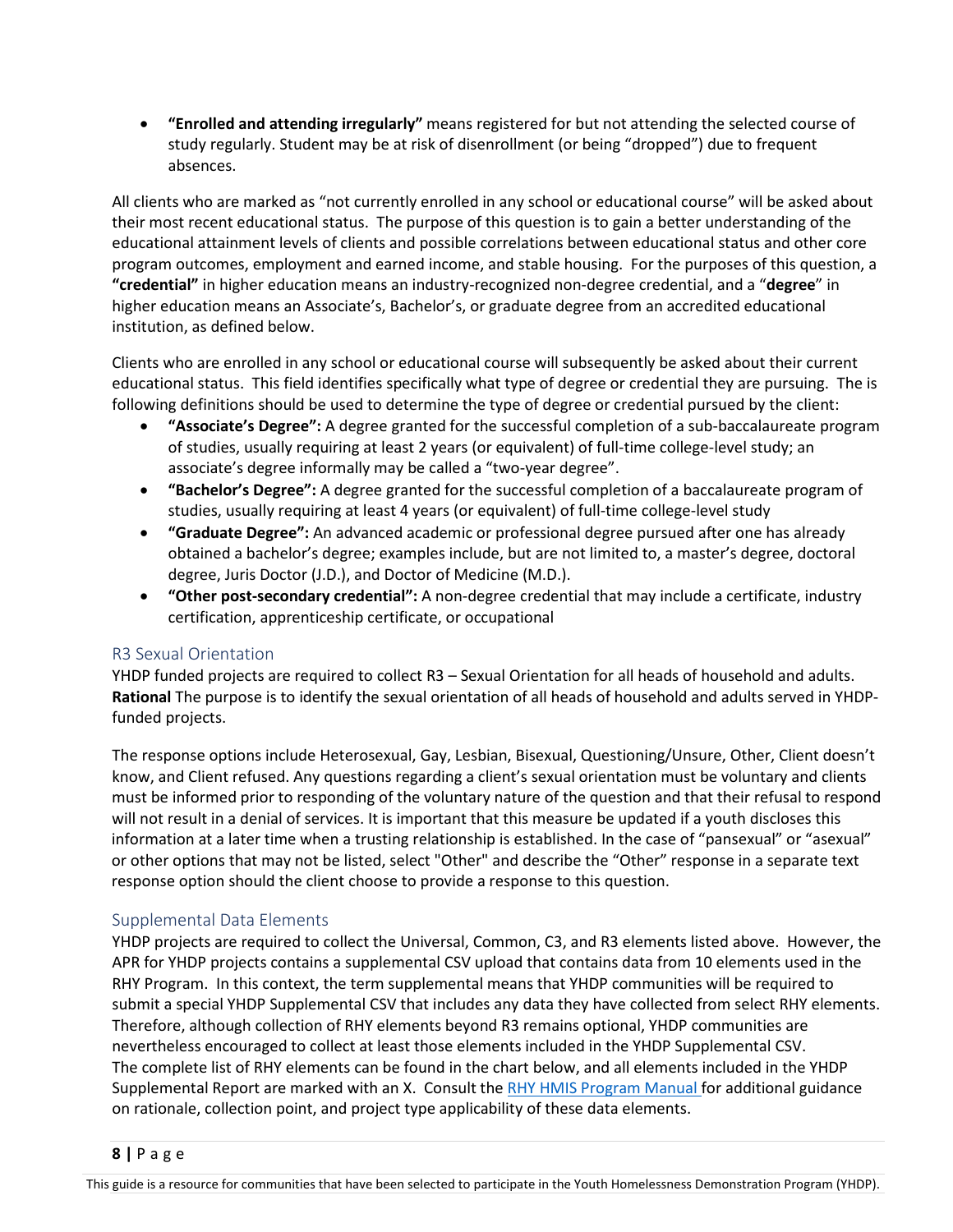- **"Enrolled and attending irregularly"** means registered for but not attending the selected course of study regularly. Student may be at risk of disenrollment (or being "dropped") due to frequent absences.

All clients who are marked as "not currently enrolled in any school or educational course" will be asked about their most recent educational status. The purpose of this question is to gain a better understanding of the educational attainment levels of clients and possible correlations between educational status and other core program outcomes, employment and earned income, and stable housing. For the purposes of this question, a **"credential"** in higher education means an industry-recognized non-degree credential, and a "**degree**" in higher education means an Associate's, Bachelor's, or graduate degree from an accredited educational institution, as defined below.

Clients who are enrolled in any school or educational course will subsequently be asked about their current educational status. This field identifies specifically what type of degree or credential they are pursuing. The is following definitions should be used to determine the type of degree or credential pursued by the client:

- **"Associate's Degree":** A degree granted for the successful completion of a sub-baccalaureate program of studies, usually requiring at least 2 years (or equivalent) of full-time college-level study; an associate's degree informally may be called a "two-year degree".
- **"Bachelor's Degree":** A degree granted for the successful completion of a baccalaureate program of studies, usually requiring at least 4 years (or equivalent) of full-time college-level study
- **"Graduate Degree":** An advanced academic or professional degree pursued after one has already obtained a bachelor's degree; examples include, but are not limited to, a master's degree, doctoral degree, Juris Doctor (J.D.), and Doctor of Medicine (M.D.).
- **"Other post-secondary credential":** A non-degree credential that may include a certificate, industry certification, apprenticeship certificate, or occupational

## R3 Sexual Orientation

YHDP funded projects are required to collect R3 – Sexual Orientation for all heads of household and adults. **Rational** The purpose is to identify the sexual orientation of all heads of household and adults served in YHDP-funded projects.

The response options include Heterosexual, Gay, Lesbian, Bisexual, Questioning/Unsure, Other, Client doesn't know, and Client refused. Any questions regarding a client's sexual orientation must be voluntary and clients must be informed prior to responding of the voluntary nature of the question and that their refusal to respond will not result in a denial of services. It is important that this measure be updated if a youth discloses this information at a later time when a trusting relationship is established. In the case of "pansexual" or "asexual" or other options that may not be listed, select "Other" and describe the "Other" response in a separate text response option should the client choose to provide a response to this question.

## Supplemental Data Elements

YHDP projects are required to collect the Universal, Common, C3, and R3 elements listed above. However, the APR for YHDP projects contains a supplemental CSV upload that contains data from 10 elements used in the RHY Program. In this context, the term supplemental means that YHDP communities will be required to submit a special YHDP Supplemental CSV that includes any data they have collected from select RHY elements. Therefore, although collection of RHY elements beyond R3 remains optional, YHDP communities are nevertheless encouraged to collect at least those elements included in the YHDP Supplemental CSV. The complete list of RHY elements can be found in the chart below, and all elements included in the YHDP Supplemental Report are marked with an X. Consult the RHY HMIS Program Manual for additional guidance on rationale, collection point, and project type applicability of these data elements.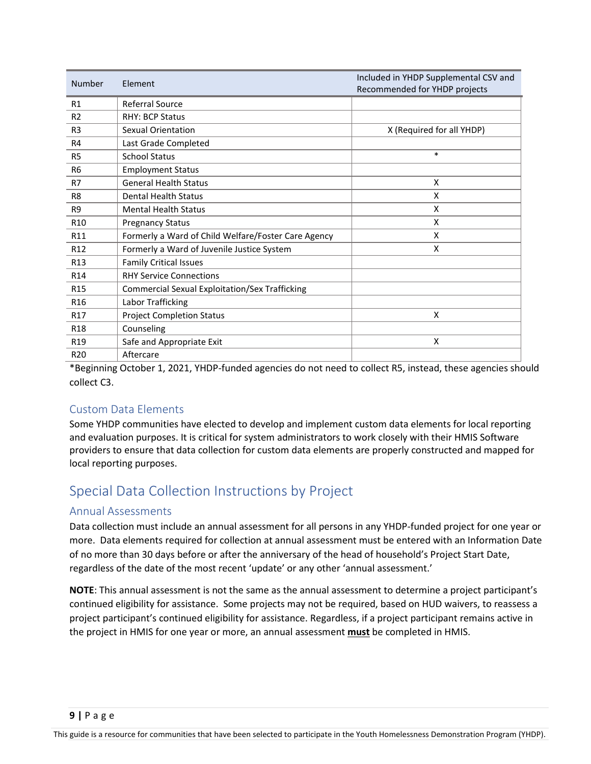| Number | Element | Included in YHDP Supplemental CSV and Recommended for YHDP projects |
|---|---|---|
| R1 | Referral Source | |
| R2 | RHY: BCP Status | |
| R3 | Sexual Orientation | X (Required for all YHDP) |
| R4 | Last Grade Completed | |
| R5 | School Status | * |
| R6 | Employment Status | |
| R7 | General Health Status | X |
| R8 | Dental Health Status | X |
| R9 | Mental Health Status | X |
| R10 | Pregnancy Status | X |
| R11 | Formerly a Ward of Child Welfare/Foster Care Agency | X |
| R12 | Formerly a Ward of Juvenile Justice System | X |
| R13 | Family Critical Issues | |
| R14 | RHY Service Connections | |
| R15 | Commercial Sexual Exploitation/Sex Trafficking | |
| R16 | Labor Trafficking | |
| R17 | Project Completion Status | X |
| R18 | Counseling | |
| R19 | Safe and Appropriate Exit | X |
| R20 | Aftercare | |

*Beginning October 1, 2021, YHDP-funded agencies do not need to collect R5, instead, these agencies should collect C3.

### Custom Data Elements

Some YHDP communities have elected to develop and implement custom data elements for local reporting and evaluation purposes. It is critical for system administrators to work closely with their HMIS Software providers to ensure that data collection for custom data elements are properly constructed and mapped for local reporting purposes.

## Special Data Collection Instructions by Project

### Annual Assessments

Data collection must include an annual assessment for all persons in any YHDP-funded project for one year or more. Data elements required for collection at annual assessment must be entered with an Information Date of no more than 30 days before or after the anniversary of the head of household's Project Start Date, regardless of the date of the most recent 'update' or any other 'annual assessment.'

**NOTE**: This annual assessment is not the same as the annual assessment to determine a project participant's continued eligibility for assistance. Some projects may not be required, based on HUD waivers, to reassess a project participant's continued eligibility for assistance. Regardless, if a project participant remains active in the project in HMIS for one year or more, an annual assessment **must** be completed in HMIS.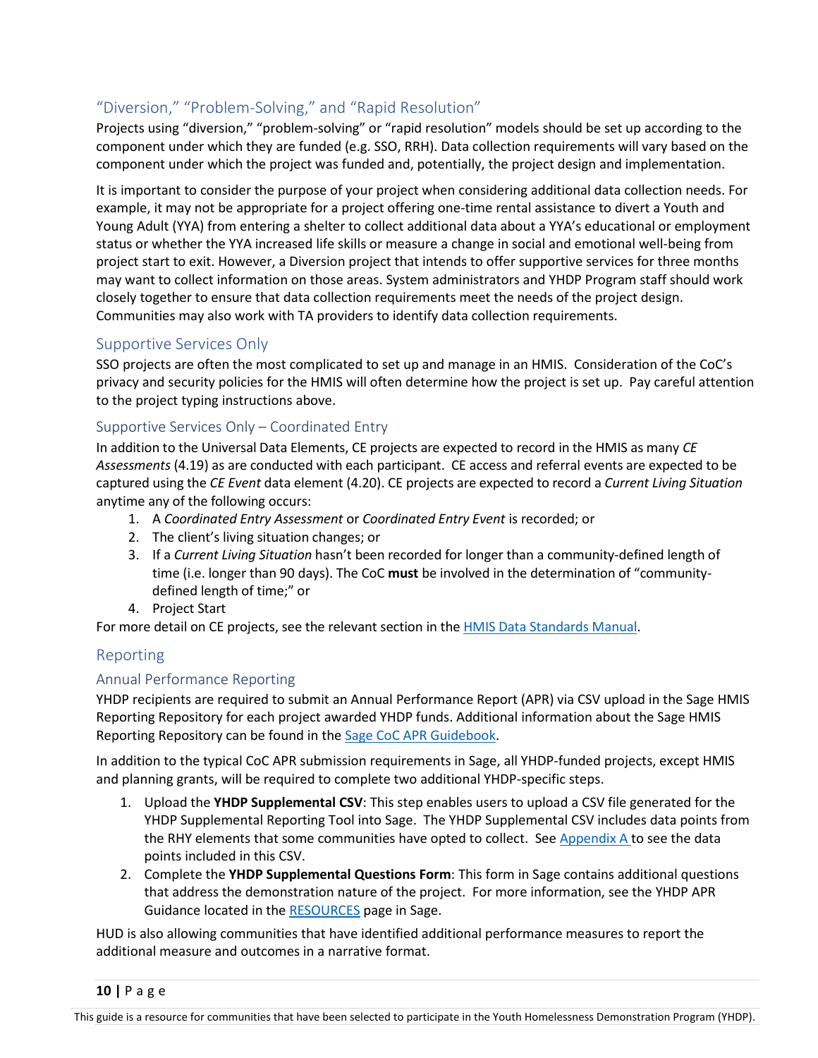## "Diversion," "Problem-Solving," and "Rapid Resolution"

Projects using "diversion," "problem-solving" or "rapid resolution" models should be set up according to the component under which they are funded (e.g. SSO, RRH). Data collection requirements will vary based on the component under which the project was funded and, potentially, the project design and implementation.

It is important to consider the purpose of your project when considering additional data collection needs. For example, it may not be appropriate for a project offering one-time rental assistance to divert a Youth and Young Adult (YYA) from entering a shelter to collect additional data about a YYA's educational or employment status or whether the YYA increased life skills or measure a change in social and emotional well-being from project start to exit. However, a Diversion project that intends to offer supportive services for three months may want to collect information on those areas. System administrators and YHDP Program staff should work closely together to ensure that data collection requirements meet the needs of the project design. Communities may also work with TA providers to identify data collection requirements.

## Supportive Services Only

SSO projects are often the most complicated to set up and manage in an HMIS. Consideration of the CoC's privacy and security policies for the HMIS will often determine how the project is set up. Pay careful attention to the project typing instructions above.

### Supportive Services Only – Coordinated Entry

In addition to the Universal Data Elements, CE projects are expected to record in the HMIS as many *CE Assessments* (4.19) as are conducted with each participant. CE access and referral events are expected to be captured using the *CE Event* data element (4.20). CE projects are expected to record a *Current Living Situation* anytime any of the following occurs:

1. A *Coordinated Entry Assessment* or *Coordinated Entry Event* is recorded; or
2. The client's living situation changes; or
3. If a *Current Living Situation* hasn't been recorded for longer than a community-defined length of time (i.e. longer than 90 days). The CoC **must** be involved in the determination of "community-defined length of time;" or
4. Project Start

For more detail on CE projects, see the relevant section in the HMIS Data Standards Manual.

## Reporting

### Annual Performance Reporting

YHDP recipients are required to submit an Annual Performance Report (APR) via CSV upload in the Sage HMIS Reporting Repository for each project awarded YHDP funds. Additional information about the Sage HMIS Reporting Repository can be found in the Sage CoC APR Guidebook.

In addition to the typical CoC APR submission requirements in Sage, all YHDP-funded projects, except HMIS and planning grants, will be required to complete two additional YHDP-specific steps.

1. Upload the **YHDP Supplemental CSV**: This step enables users to upload a CSV file generated for the YHDP Supplemental Reporting Tool into Sage. The YHDP Supplemental CSV includes data points from the RHY elements that some communities have opted to collect. See Appendix A to see the data points included in this CSV.
2. Complete the **YHDP Supplemental Questions Form**: This form in Sage contains additional questions that address the demonstration nature of the project. For more information, see the YHDP APR Guidance located in the RESOURCES page in Sage.

HUD is also allowing communities that have identified additional performance measures to report the additional measure and outcomes in a narrative format.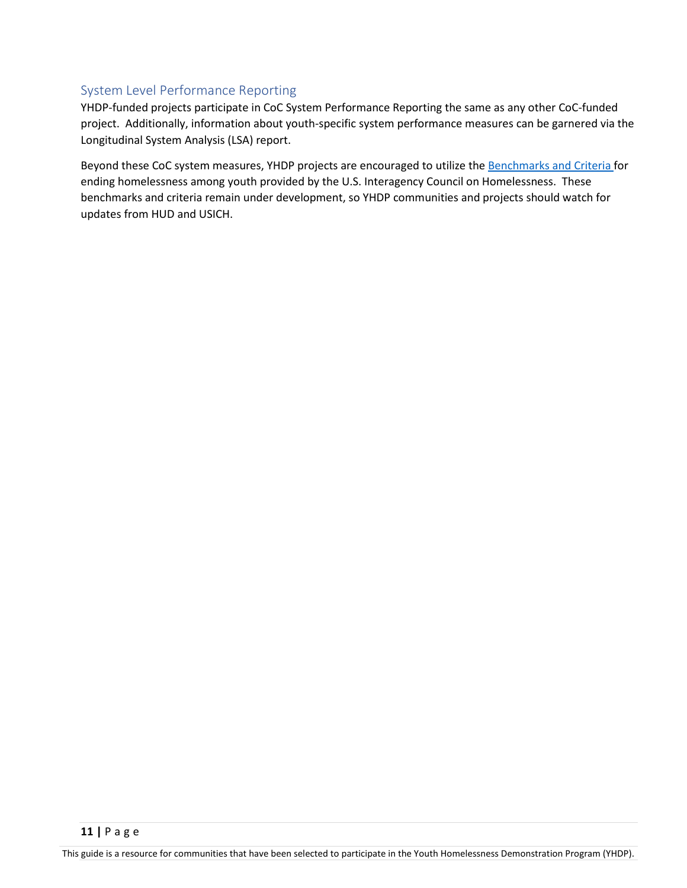## System Level Performance Reporting

YHDP-funded projects participate in CoC System Performance Reporting the same as any other CoC-funded project. Additionally, information about youth-specific system performance measures can be garnered via the Longitudinal System Analysis (LSA) report.

Beyond these CoC system measures, YHDP projects are encouraged to utilize the Benchmarks and Criteria for ending homelessness among youth provided by the U.S. Interagency Council on Homelessness. These benchmarks and criteria remain under development, so YHDP communities and projects should watch for updates from HUD and USICH.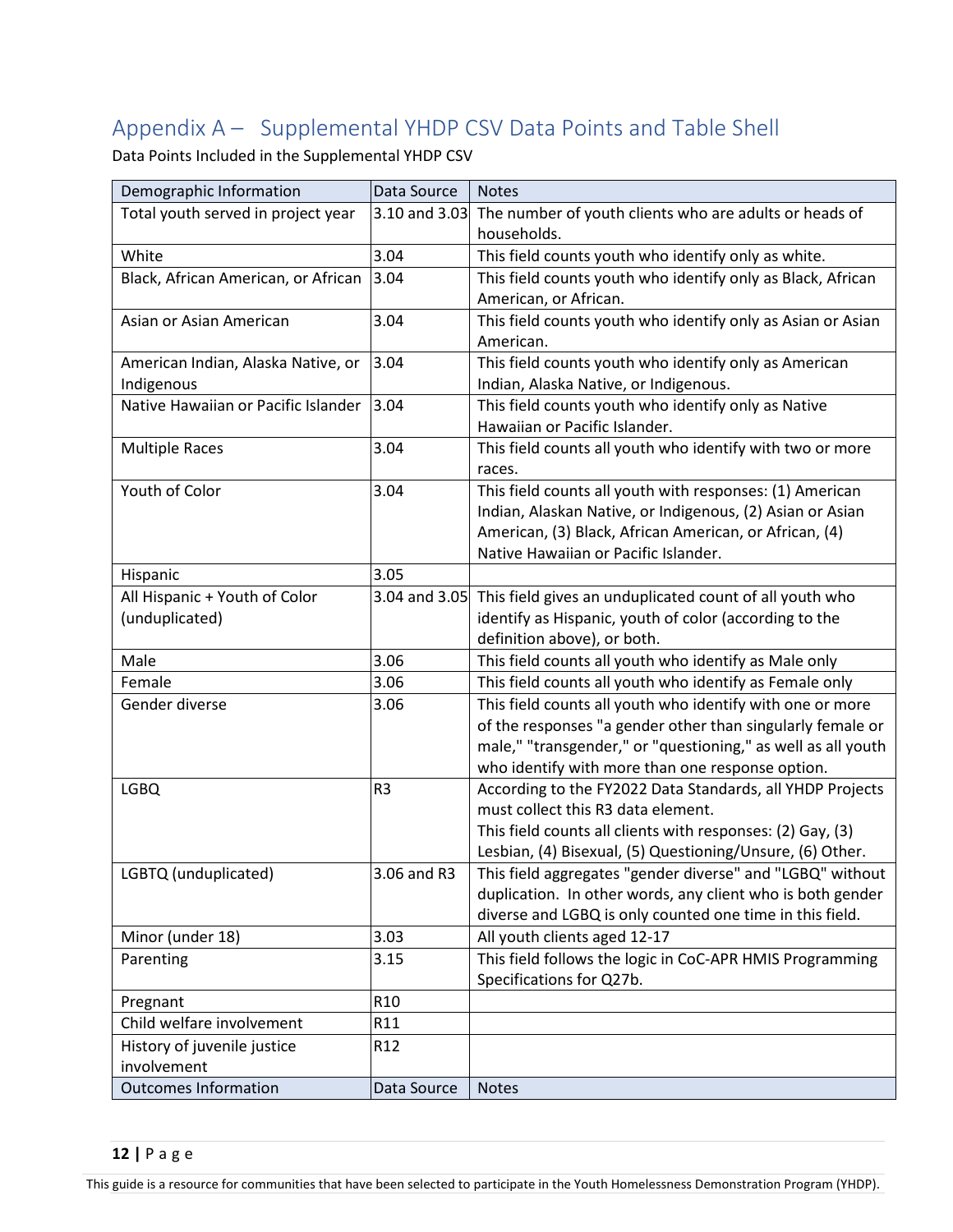## Appendix A – Supplemental YHDP CSV Data Points and Table Shell

Data Points Included in the Supplemental YHDP CSV

| Demographic Information | Data Source | Notes |
|---|---|---|
| Total youth served in project year | 3.10 and 3.03 | The number of youth clients who are adults or heads of households. |
| White | 3.04 | This field counts youth who identify only as white. |
| Black, African American, or African | 3.04 | This field counts youth who identify only as Black, African American, or African. |
| Asian or Asian American | 3.04 | This field counts youth who identify only as Asian or Asian American. |
| American Indian, Alaska Native, or Indigenous | 3.04 | This field counts youth who identify only as American Indian, Alaska Native, or Indigenous. |
| Native Hawaiian or Pacific Islander | 3.04 | This field counts youth who identify only as Native Hawaiian or Pacific Islander. |
| Multiple Races | 3.04 | This field counts all youth who identify with two or more races. |
| Youth of Color | 3.04 | This field counts all youth with responses: (1) American Indian, Alaskan Native, or Indigenous, (2) Asian or Asian American, (3) Black, African American, or African, (4) Native Hawaiian or Pacific Islander. |
| Hispanic | 3.05 | |
| All Hispanic + Youth of Color (unduplicated) | 3.04 and 3.05 | This field gives an unduplicated count of all youth who identify as Hispanic, youth of color (according to the definition above), or both. |
| Male | 3.06 | This field counts all youth who identify as Male only |
| Female | 3.06 | This field counts all youth who identify as Female only |
| Gender diverse | 3.06 | This field counts all youth who identify with one or more of the responses "a gender other than singularly female or male," "transgender," or "questioning," as well as all youth who identify with more than one response option. |
| LGBQ | R3 | According to the FY2022 Data Standards, all YHDP Projects must collect this R3 data element.<br>This field counts all clients with responses: (2) Gay, (3) Lesbian, (4) Bisexual, (5) Questioning/Unsure, (6) Other. |
| LGBTQ (unduplicated) | 3.06 and R3 | This field aggregates "gender diverse" and "LGBQ" without duplication. In other words, any client who is both gender diverse and LGBQ is only counted one time in this field. |
| Minor (under 18) | 3.03 | All youth clients aged 12-17 |
| Parenting | 3.15 | This field follows the logic in CoC-APR HMIS Programming Specifications for Q27b. |
| Pregnant | R10 | |
| Child welfare involvement | R11 | |
| History of juvenile justice involvement | R12 | |
| **Outcomes Information** | **Data Source** | **Notes** |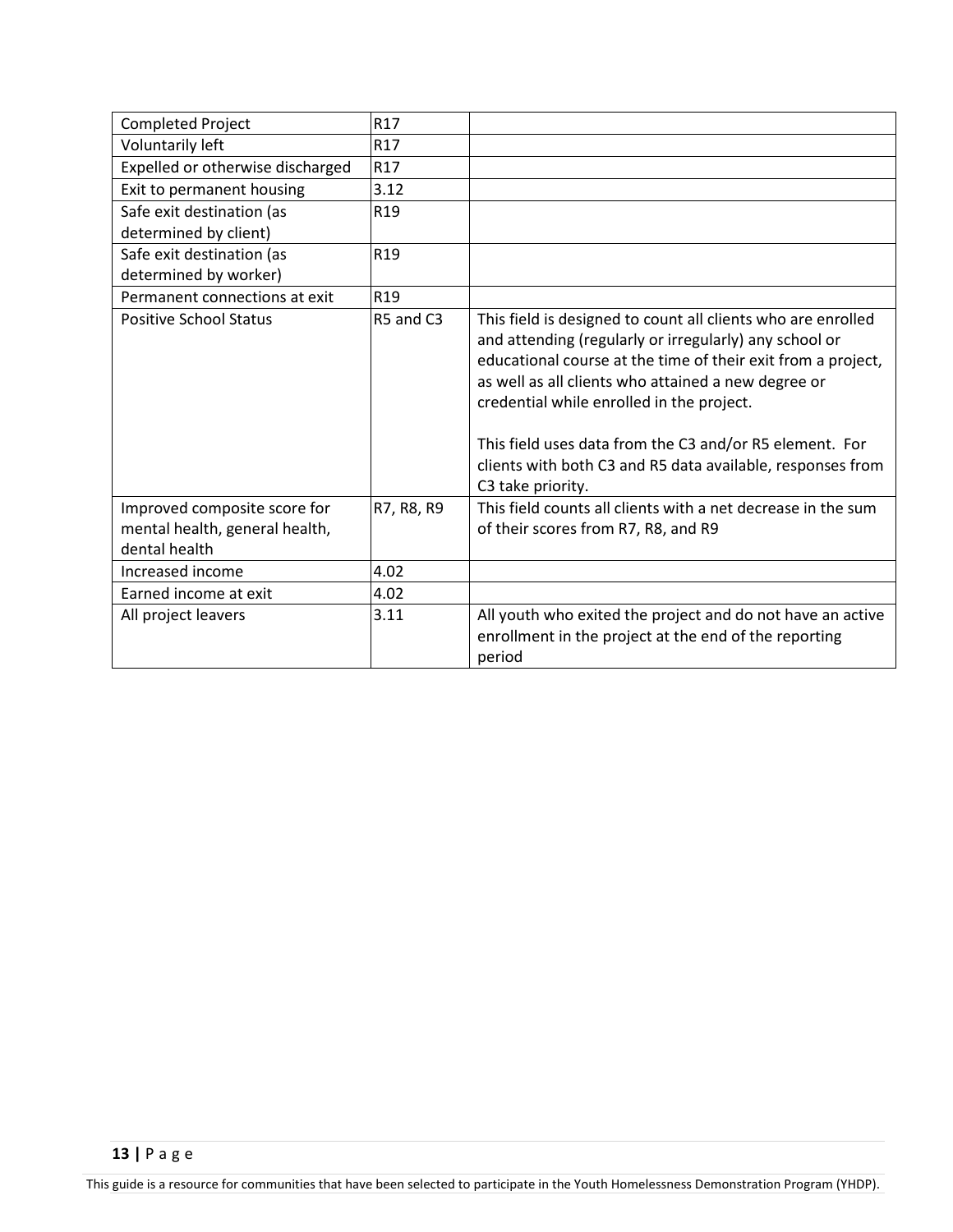| Completed Project | R17 | |
|---|---|---|
| Voluntarily left | R17 | |
| Expelled or otherwise discharged | R17 | |
| Exit to permanent housing | 3.12 | |
| Safe exit destination (as determined by client) | R19 | |
| Safe exit destination (as determined by worker) | R19 | |
| Permanent connections at exit | R19 | |
| Positive School Status | R5 and C3 | This field is designed to count all clients who are enrolled and attending (regularly or irregularly) any school or educational course at the time of their exit from a project, as well as all clients who attained a new degree or credential while enrolled in the project.<br><br>This field uses data from the C3 and/or R5 element. For clients with both C3 and R5 data available, responses from C3 take priority. |
| Improved composite score for mental health, general health, dental health | R7, R8, R9 | This field counts all clients with a net decrease in the sum of their scores from R7, R8, and R9 |
| Increased income | 4.02 | |
| Earned income at exit | 4.02 | |
| All project leavers | 3.11 | All youth who exited the project and do not have an active enrollment in the project at the end of the reporting period |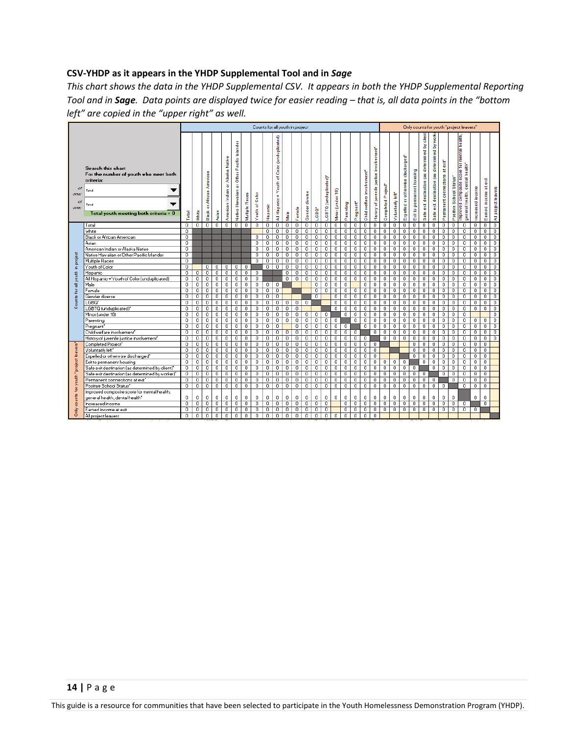### CSV-YHDP as it appears in the YHDP Supplemental Tool and in *Sage*

*This chart shows the data in the YHDP Supplemental CSV. It appears in both the YHDP Supplemental Reporting Tool and in **Sage**. Data points are displayed twice for easier reading – that is, all data points in the "bottom left" are copied in the "upper right" as well.*

**Search this chart**
For the number of youth who meet both criteria:

or one: Total
or one: Total

Total youth meeting both criteria = 0

Counts for all youth in project: Total through History of juvenile justice involvement*

Only counts for youth "project leavers": Completed Project* through All project leavers

| | Total | White | Black or African American | Asian | American Indian or Alaska Native | Native Hawaiian or Other Pacific Islander | Multiple Races | Youth of Color | Hispanic | All Hispanic + Youth of Color (unduplicated) | Male | Female | Gender diverse | LGBQ* | LGBTQ (unduplicated)* | Minor (under 18) | Parenting | Pregnant* | Child welfare involvement* | History of juvenile justice involvement* | Completed Project* | Voluntarily left* | Expelled or otherwise discharged* | Exit to permanent housing | Safe exit destination (as determined by client)* | Safe exit destination (as determined by worker)* | Permanent connections at exit* | Positive School Status* | Improved composite score for mental health, general health, dental health* | Increased income | Earned income at exit | All project leavers |
|---|---|---|---|---|---|---|---|---|---|---|---|---|---|---|---|---|---|---|---|---|---|---|---|---|---|---|---|---|---|---|---|---|
| Total | 0 | 0 | 0 | 0 | 0 | 0 | 0 | 0 | 0 | 0 | 0 | 0 | 0 | 0 | 0 | 0 | 0 | 0 | 0 | 0 | 0 | 0 | 0 | 0 | 0 | 0 | 0 | 0 | 0 | 0 | 0 | 0 |
| White | 0 | | | | | | | | 0 | 0 | 0 | 0 | 0 | 0 | 0 | 0 | 0 | 0 | 0 | 0 | 0 | 0 | 0 | 0 | 0 | 0 | 0 | 0 | 0 | 0 | 0 | 0 |
| Black or African American | 0 | | | | | | | 0 | 0 | 0 | 0 | 0 | 0 | 0 | 0 | 0 | 0 | 0 | 0 | 0 | 0 | 0 | 0 | 0 | 0 | 0 | 0 | 0 | 0 | 0 | 0 | 0 |
| Asian | 0 | | | | | | | 0 | 0 | 0 | 0 | 0 | 0 | 0 | 0 | 0 | 0 | 0 | 0 | 0 | 0 | 0 | 0 | 0 | 0 | 0 | 0 | 0 | 0 | 0 | 0 | 0 |
| American Indian or Alaska Native | 0 | | | | | | | 0 | 0 | 0 | 0 | 0 | 0 | 0 | 0 | 0 | 0 | 0 | 0 | 0 | 0 | 0 | 0 | 0 | 0 | 0 | 0 | 0 | 0 | 0 | 0 | 0 |
| Native Hawaiian or Other Pacific Islander | 0 | | | | | | | 0 | 0 | 0 | 0 | 0 | 0 | 0 | 0 | 0 | 0 | 0 | 0 | 0 | 0 | 0 | 0 | 0 | 0 | 0 | 0 | 0 | 0 | 0 | 0 | 0 |
| Multiple Races | 0 | | | | | | | 0 | 0 | 0 | 0 | 0 | 0 | 0 | 0 | 0 | 0 | 0 | 0 | 0 | 0 | 0 | 0 | 0 | 0 | 0 | 0 | 0 | 0 | 0 | 0 | 0 |
| Youth of Color | 0 | | 0 | 0 | 0 | 0 | 0 | | 0 | 0 | 0 | 0 | 0 | 0 | 0 | 0 | 0 | 0 | 0 | 0 | 0 | 0 | 0 | 0 | 0 | 0 | 0 | 0 | 0 | 0 | 0 | 0 |
| Hispanic | 0 | 0 | 0 | 0 | 0 | 0 | 0 | 0 | | | 0 | 0 | 0 | 0 | 0 | 0 | 0 | 0 | 0 | 0 | 0 | 0 | 0 | 0 | 0 | 0 | 0 | 0 | 0 | 0 | 0 | 0 |
| All Hispanic + Youth of Color (unduplicated) | 0 | 0 | 0 | 0 | 0 | 0 | 0 | 0 | | | 0 | 0 | 0 | 0 | 0 | 0 | 0 | 0 | 0 | 0 | 0 | 0 | 0 | 0 | 0 | 0 | 0 | 0 | 0 | 0 | 0 | 0 |
| Male | 0 | 0 | 0 | 0 | 0 | 0 | 0 | 0 | 0 | 0 | | | | 0 | 0 | 0 | 0 | | 0 | 0 | 0 | 0 | 0 | 0 | 0 | 0 | 0 | 0 | 0 | 0 | 0 | 0 |
| Female | 0 | 0 | 0 | 0 | 0 | 0 | 0 | 0 | 0 | 0 | | | | 0 | 0 | 0 | 0 | 0 | 0 | 0 | 0 | 0 | 0 | 0 | 0 | 0 | 0 | 0 | 0 | 0 | 0 | 0 |
| Gender diverse | 0 | 0 | 0 | 0 | 0 | 0 | 0 | 0 | 0 | 0 | | | | 0 | | 0 | 0 | 0 | 0 | 0 | 0 | 0 | 0 | 0 | 0 | 0 | 0 | 0 | 0 | 0 | 0 | 0 |
| LGBQ* | 0 | 0 | 0 | 0 | 0 | 0 | 0 | 0 | 0 | 0 | 0 | 0 | 0 | | | 0 | 0 | 0 | 0 | 0 | 0 | 0 | 0 | 0 | 0 | 0 | 0 | 0 | 0 | 0 | 0 | 0 |
| LGBTQ (unduplicated)* | 0 | 0 | 0 | 0 | 0 | 0 | 0 | 0 | 0 | 0 | 0 | 0 | 0 | | | 0 | 0 | 0 | 0 | 0 | 0 | 0 | 0 | 0 | 0 | 0 | 0 | 0 | 0 | 0 | 0 | 0 |
| Minor (under 18) | 0 | 0 | 0 | 0 | 0 | 0 | 0 | 0 | 0 | 0 | 0 | 0 | 0 | 0 | 0 | | 0 | 0 | 0 | 0 | 0 | 0 | 0 | 0 | 0 | 0 | 0 | 0 | 0 | | | 0 |
| Parenting | 0 | 0 | 0 | 0 | 0 | 0 | 0 | 0 | 0 | 0 | 0 | 0 | 0 | 0 | 0 | 0 | | | 0 | 0 | 0 | 0 | 0 | 0 | 0 | 0 | 0 | 0 | 0 | 0 | 0 | 0 |
| Pregnant* | 0 | 0 | 0 | 0 | 0 | 0 | 0 | 0 | 0 | 0 | | 0 | 0 | 0 | 0 | 0 | 0 | | 0 | 0 | 0 | 0 | 0 | 0 | 0 | 0 | 0 | 0 | 0 | 0 | 0 | 0 |
| Child welfare involvement* | 0 | 0 | 0 | 0 | 0 | 0 | 0 | 0 | 0 | 0 | 0 | 0 | 0 | 0 | 0 | 0 | 0 | 0 | | 0 | 0 | 0 | 0 | 0 | 0 | 0 | 0 | 0 | 0 | 0 | 0 | 0 |
| History of juvenile justice involvement* | 0 | 0 | 0 | 0 | 0 | 0 | 0 | 0 | 0 | 0 | 0 | 0 | 0 | 0 | 0 | 0 | 0 | 0 | 0 | | 0 | 0 | 0 | 0 | 0 | 0 | 0 | 0 | 0 | 0 | 0 | 0 |
| Completed Project* | 0 | 0 | 0 | 0 | 0 | 0 | 0 | 0 | 0 | 0 | 0 | 0 | 0 | 0 | 0 | 0 | 0 | 0 | 0 | 0 | | | | 0 | 0 | 0 | 0 | 0 | 0 | 0 | 0 | |
| Voluntarily left* | 0 | 0 | 0 | 0 | 0 | 0 | 0 | 0 | 0 | 0 | 0 | 0 | 0 | 0 | 0 | 0 | 0 | 0 | 0 | 0 | | | | 0 | 0 | 0 | 0 | 0 | 0 | 0 | 0 | |
| Expelled or otherwise discharged* | 0 | 0 | 0 | 0 | 0 | 0 | 0 | 0 | 0 | 0 | 0 | 0 | 0 | 0 | 0 | 0 | 0 | 0 | 0 | 0 | | | | 0 | 0 | 0 | 0 | 0 | 0 | 0 | 0 | |
| Exit to permanent housing | 0 | 0 | 0 | 0 | 0 | 0 | 0 | 0 | 0 | 0 | 0 | 0 | 0 | 0 | 0 | 0 | 0 | 0 | 0 | 0 | 0 | 0 | 0 | | 0 | 0 | 0 | 0 | 0 | 0 | 0 | |
| Safe exit destination (as determined by client)* | 0 | 0 | 0 | 0 | 0 | 0 | 0 | 0 | 0 | 0 | 0 | 0 | 0 | 0 | 0 | 0 | 0 | 0 | 0 | 0 | 0 | 0 | 0 | 0 | | 0 | 0 | 0 | 0 | 0 | 0 | |
| Safe exit destination (as determined by worker)* | 0 | 0 | 0 | 0 | 0 | 0 | 0 | 0 | 0 | 0 | 0 | 0 | 0 | 0 | 0 | 0 | 0 | 0 | 0 | 0 | 0 | 0 | 0 | 0 | 0 | | 0 | 0 | 0 | 0 | 0 | |
| Permanent connections at exit* | 0 | 0 | 0 | 0 | 0 | 0 | 0 | 0 | 0 | 0 | 0 | 0 | 0 | 0 | 0 | 0 | 0 | 0 | 0 | 0 | 0 | 0 | 0 | 0 | 0 | 0 | | 0 | 0 | 0 | 0 | |
| Positive School Status* | 0 | 0 | 0 | 0 | 0 | 0 | 0 | 0 | 0 | 0 | 0 | 0 | 0 | 0 | 0 | 0 | 0 | 0 | 0 | 0 | 0 | 0 | 0 | 0 | 0 | 0 | 0 | | 0 | 0 | 0 | |
| Improved composite score for mental health, general health, dental health* | 0 | 0 | 0 | 0 | 0 | 0 | 0 | 0 | 0 | 0 | 0 | 0 | 0 | 0 | 0 | 0 | 0 | 0 | 0 | 0 | 0 | 0 | 0 | 0 | 0 | 0 | 0 | 0 | | 0 | 0 | |
| Increased income | 0 | 0 | 0 | 0 | 0 | 0 | 0 | 0 | 0 | 0 | 0 | 0 | 0 | 0 | 0 | | 0 | 0 | 0 | 0 | 0 | 0 | 0 | 0 | 0 | 0 | 0 | 0 | 0 | | | |
| Earned income at exit | 0 | 0 | 0 | 0 | 0 | 0 | 0 | 0 | 0 | 0 | 0 | 0 | 0 | 0 | 0 | | 0 | 0 | 0 | 0 | 0 | 0 | 0 | 0 | 0 | 0 | 0 | 0 | 0 | 0 | | |
| All project leavers | 0 | 0 | 0 | 0 | 0 | 0 | 0 | 0 | 0 | 0 | 0 | 0 | 0 | 0 | 0 | 0 | 0 | 0 | 0 | 0 | 0 | | | | | | | | | | | |